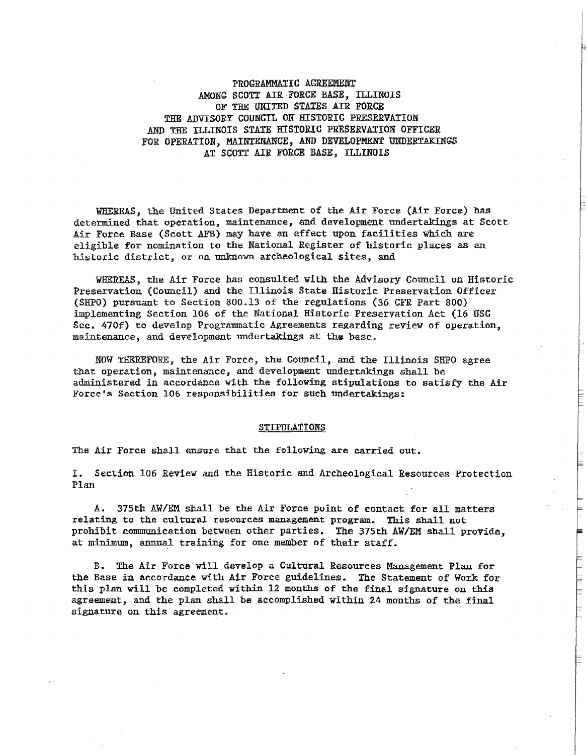# PROGRAMMATIC AGREEMENT AMONG SCOTT AIR FORCE BASE, ILLINOIS OF THE UNITED STATES AIR FORCE THE ADVISORY COUNCIL ON HISTORIC PRESERVATION AND THE ILLINOIS STATE HISTORIC PRESERVATION OFFICER FOR OPERATION, MAINTENANCE, AND DEVELOPMENT UNDERTAKINGS AT SCOTT AIR FORCE BASE, ILLINOIS

WHEREAS, the United States Department of the Air Force (Air Force) has determined that operation, maintenance, and development undertakings at Scott Air Force Base (Scott AFB) may have an effect upon facilities which are eligible for nomination to the National Register of historic places as an historic district, or on unknown archeological sites, and

WHEREAS, the Air Force has consulted with the Advisory Council on Historic Preservation (Council) and the Illinois State Historic Preservation Officer (SHPO) pursuant to Section 800.13 of the regulations (36 CFR Part 800) implementing Section 106 of the National Historic Preservation Act (16 USC Sec. 470f) to develop Programmatic Agreements regarding review of operation, maintenance, and development undertakings at the base.

NOW THEREFORE, the Air Force, the Council, and the Illinois SHPO agree that operation, maintenance, and development undertakings shall be administered in accordance with the following stipulations to satisfy the Air Force's Section 106 responsibilities for such undertakings:

## STIPULATIONS

The Air Force shall ensure that the following are carried out.

### I. Section 106 Review and the Historic and Archeological Resources Protection Plan

A. 375th AW/EM shall be the Air Force point of contact for all matters relating to the cultural resources management program. This shall not prohibit communication between other parties. The 375th AW/EM shall provide, at minimum, annual training for one member of their staff.

B. The Air Force will develop a Cultural Resources Management Plan for the Base in accordance with Air Force guidelines. The Statement of Work for this plan will be completed within 12 months of the final signature on this agreement, and the plan shall be accomplished within 24 months of the final signature on this agreement.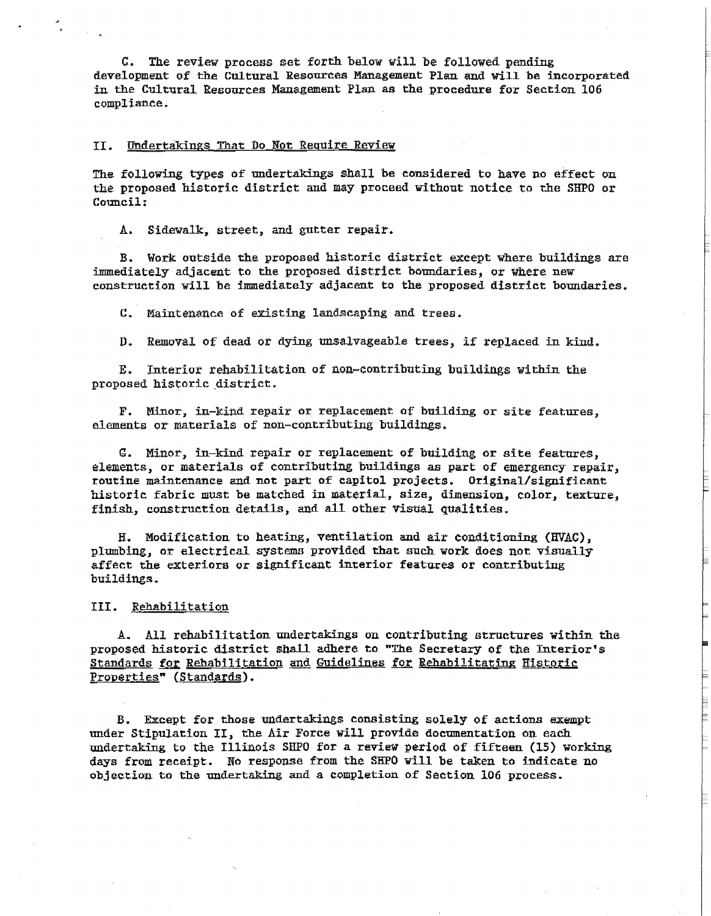C. The review process set forth below will be followed pending development of the Cultural Resources Management Plan and will be incorporated in the Cultural Resources Management Plan as the procedure for Section 106 compliance.

## II. Undertakings That Do Not Require Review

The following types of undertakings shall be considered to have no effect on the proposed historic district and may proceed without notice to the SHPO or Council:

A. Sidewalk, street, and gutter repair.

B. Work outside the proposed historic district except where buildings are immediately adjacent to the proposed district boundaries, or where new construction will be immediately adjacent to the proposed district boundaries.

C. Maintenance of existing landscaping and trees.

D. Removal of dead or dying unsalvageable trees, if replaced in kind.

E. Interior rehabilitation of non-contributing buildings within the proposed historic district.

F. Minor, in-kind repair or replacement of building or site features, elements or materials of non-contributing buildings.

G. Minor, in-kind repair or replacement of building or site features, elements, or materials of contributing buildings as part of emergency repair, routine maintenance and not part of capitol projects. Original/significant historic fabric must be matched in material, size, dimension, color, texture, finish, construction details, and all other visual qualities.

H. Modification to heating, ventilation and air conditioning (HVAC), plumbing, or electrical systems provided that such work does not visually affect the exteriors or significant interior features or contributing buildings.

## III. Rehabilitation

A. All rehabilitation undertakings on contributing structures within the proposed historic district shall adhere to "The Secretary of the Interior's Standards for Rehabilitation and Guidelines for Rehabilitating Historic Properties" (Standards).

B. Except for those undertakings consisting solely of actions exempt under Stipulation II, the Air Force will provide documentation on each undertaking to the Illinois SHPO for a review period of fifteen (15) working days from receipt. No response from the SHPO will be taken to indicate no objection to the undertaking and a completion of Section 106 process.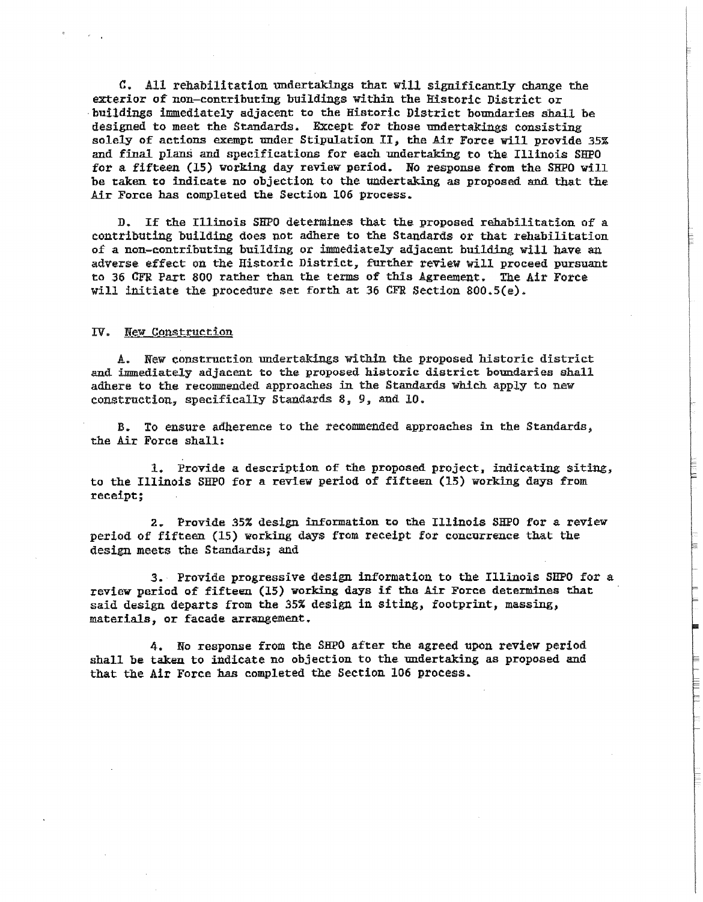C. All rehabilitation undertakings that will significantly change the exterior of non-contributing buildings within the Historic District or buildings immediately adjacent to the Historic District boundaries shall be designed to meet the Standards. Except for those undertakings consisting solely of actions exempt under Stipulation II, the Air Force will provide 35% and final plans and specifications for each undertaking to the Illinois SHPO for a fifteen (15) working day review period. No response from the SHPO will be taken to indicate no objection to the undertaking as proposed and that the Air Force has completed the Section 106 process.

D. If the Illinois SHPO determines that the proposed rehabilitation of a contributing building does not adhere to the Standards or that rehabilitation of a non-contributing building or immediately adjacent building will have an adverse effect on the Historic District, further review will proceed pursuant to 36 CFR Part 800 rather than the terms of this Agreement. The Air Force will initiate the procedure set forth at 36 CFR Section 800.5(e).

IV. New Construction

A. New construction undertakings within the proposed historic district and immediately adjacent to the proposed historic district boundaries shall adhere to the recommended approaches in the Standards which apply to new construction, specifically Standards 8, 9, and 10.

B. To ensure adherence to the recommended approaches in the Standards, the Air Force shall:

1. Provide a description of the proposed project, indicating siting, to the Illinois SHPO for a review period of fifteen (15) working days from receipt;

2. Provide 35% design information to the Illinois SHPO for a review period of fifteen (15) working days from receipt for concurrence that the design meets the Standards; and

3. Provide progressive design information to the Illinois SHPO for a review period of fifteen (15) working days if the Air Force determines that said design departs from the 35% design in siting, footprint, massing, materials, or facade arrangement.

4. No response from the SHPO after the agreed upon review period shall be taken to indicate no objection to the undertaking as proposed and that the Air Force has completed the Section 106 process.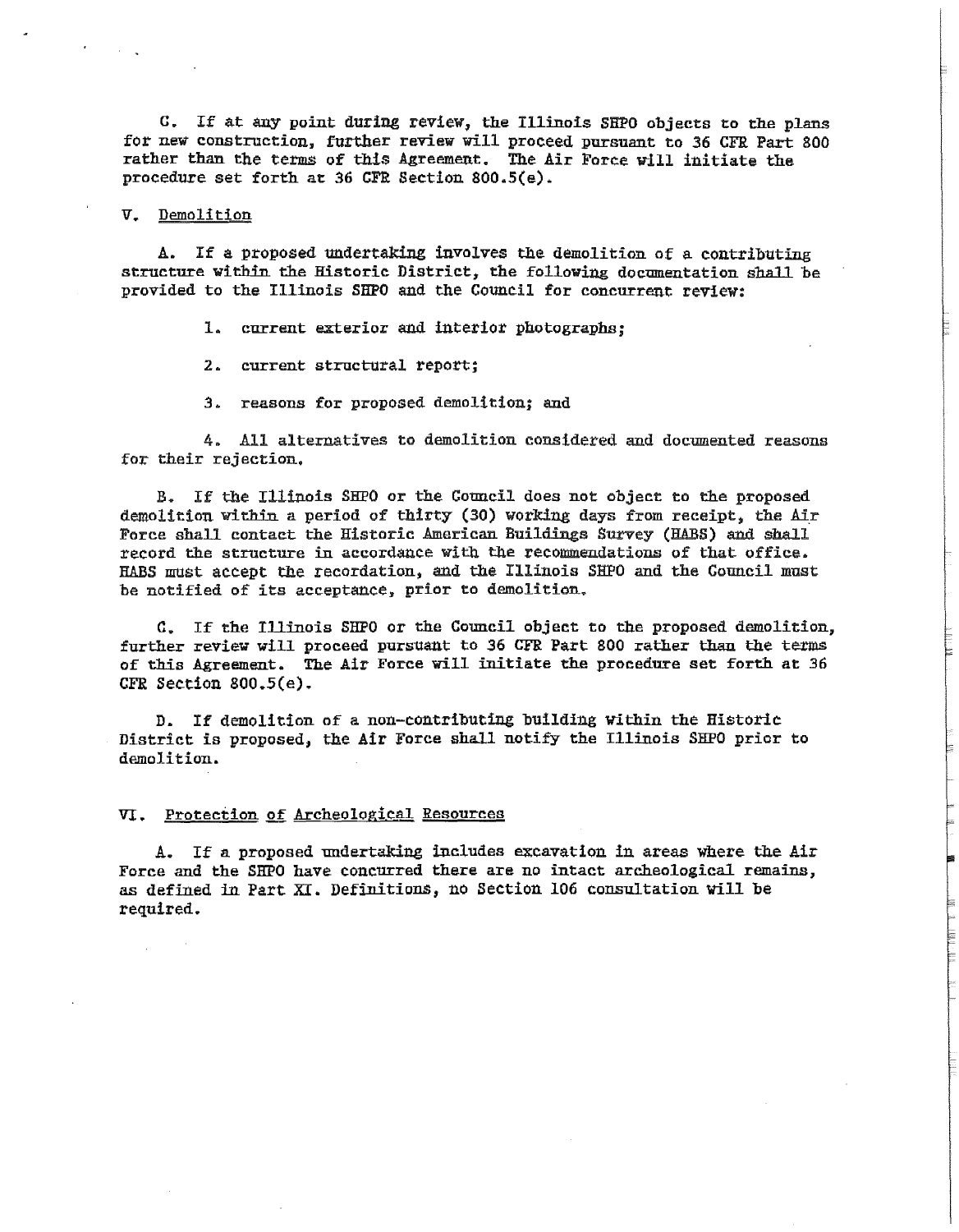C. If at any point during review, the Illinois SHPO objects to the plans for new construction, further review will proceed pursuant to 36 CFR Part 800 rather than the terms of this Agreement. The Air Force will initiate the procedure set forth at 36 CFR Section 800.5(e).

V. Demolition

A. If a proposed undertaking involves the demolition of a contributing structure within the Historic District, the following documentation shall be provided to the Illinois SHPO and the Council for concurrent review:

1. current exterior and interior photographs;

2. current structural report;

3. reasons for proposed demolition; and

4. All alternatives to demolition considered and documented reasons for their rejection.

B. If the Illinois SHPO or the Council does not object to the proposed demolition within a period of thirty (30) working days from receipt, the Air Force shall contact the Historic American Buildings Survey (HABS) and shall record the structure in accordance with the recommendations of that office. HABS must accept the recordation, and the Illinois SHPO and the Council must be notified of its acceptance, prior to demolition.

C. If the Illinois SHPO or the Council object to the proposed demolition, further review will proceed pursuant to 36 CFR Part 800 rather than the terms of this Agreement. The Air Force will initiate the procedure set forth at 36 CFR Section 800.5(e).

D. If demolition of a non-contributing building within the Historic District is proposed, the Air Force shall notify the Illinois SHPO prior to demolition.

VI. Protection of Archeological Resources

A. If a proposed undertaking includes excavation in areas where the Air Force and the SHPO have concurred there are no intact archeological remains, as defined in Part XI. Definitions, no Section 106 consultation will be required.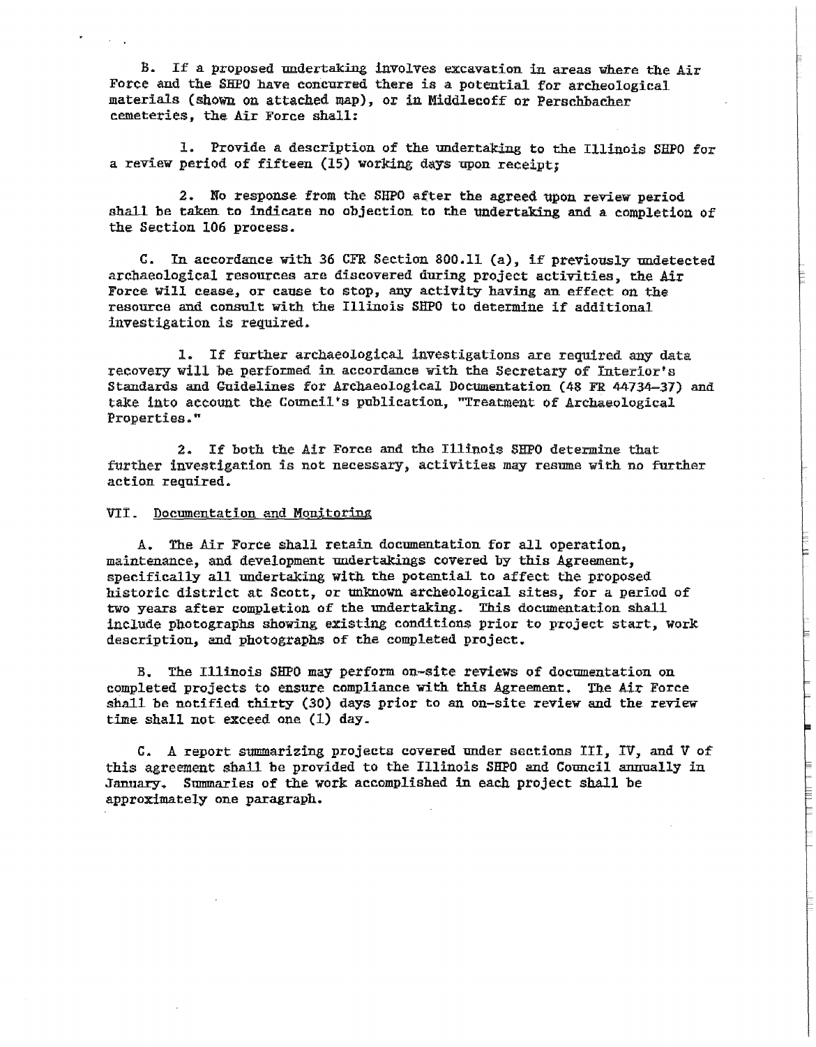B. If a proposed undertaking involves excavation in areas where the Air Force and the SHPO have concurred there is a potential for archeological materials (shown on attached map), or in Middlecoff or Perschbacher cemeteries, the Air Force shall:

1. Provide a description of the undertaking to the Illinois SHPO for a review period of fifteen (15) working days upon receipt;

2. No response from the SHPO after the agreed upon review period shall be taken to indicate no objection to the undertaking and a completion of the Section 106 process.

C. In accordance with 36 CFR Section 800.11 (a), if previously undetected archaeological resources are discovered during project activities, the Air Force will cease, or cause to stop, any activity having an effect on the resource and consult with the Illinois SHPO to determine if additional investigation is required.

1. If further archaeological investigations are required any data recovery will be performed in accordance with the Secretary of Interior's Standards and Guidelines for Archaeological Documentation (48 FR 44734-37) and take into account the Council's publication, "Treatment of Archaeological Properties."

2. If both the Air Force and the Illinois SHPO determine that further investigation is not necessary, activities may resume with no further action required.

VII. Documentation and Monitoring

A. The Air Force shall retain documentation for all operation, maintenance, and development undertakings covered by this Agreement, specifically all undertaking with the potential to affect the proposed historic district at Scott, or unknown archeological sites, for a period of two years after completion of the undertaking. This documentation shall include photographs showing existing conditions prior to project start, work description, and photographs of the completed project.

B. The Illinois SHPO may perform on-site reviews of documentation on completed projects to ensure compliance with this Agreement. The Air Force shall be notified thirty (30) days prior to an on-site review and the review time shall not exceed one (1) day.

C. A report summarizing projects covered under sections III, IV, and V of this agreement shall be provided to the Illinois SHPO and Council annually in January. Summaries of the work accomplished in each project shall be approximately one paragraph.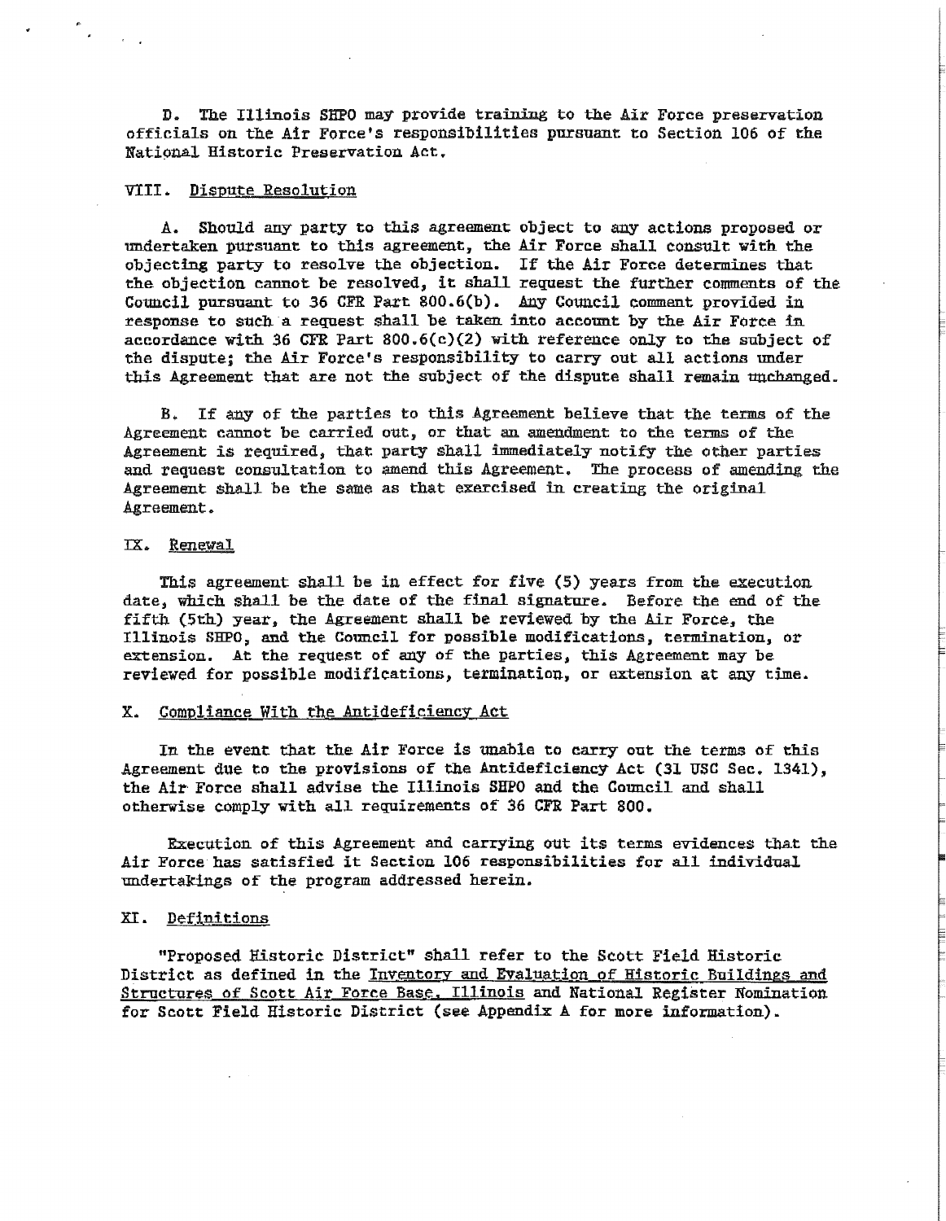D. The Illinois SHPO may provide training to the Air Force preservation officials on the Air Force's responsibilities pursuant to Section 106 of the National Historic Preservation Act.

## VIII. Dispute Resolution

A. Should any party to this agreement object to any actions proposed or undertaken pursuant to this agreement, the Air Force shall consult with the objecting party to resolve the objection. If the Air Force determines that the objection cannot be resolved, it shall request the further comments of the Council pursuant to 36 CFR Part 800.6(b). Any Council comment provided in response to such a request shall be taken into account by the Air Force in accordance with 36 CFR Part 800.6(c)(2) with reference only to the subject of the dispute; the Air Force's responsibility to carry out all actions under this Agreement that are not the subject of the dispute shall remain unchanged.

B. If any of the parties to this Agreement believe that the terms of the Agreement cannot be carried out, or that an amendment to the terms of the Agreement is required, that party shall immediately notify the other parties and request consultation to amend this Agreement. The process of amending the Agreement shall be the same as that exercised in creating the original Agreement.

## IX. Renewal

This agreement shall be in effect for five (5) years from the execution date, which shall be the date of the final signature. Before the end of the fifth (5th) year, the Agreement shall be reviewed by the Air Force, the Illinois SHPO, and the Council for possible modifications, termination, or extension. At the request of any of the parties, this Agreement may be reviewed for possible modifications, termination, or extension at any time.

## X. Compliance With the Antideficiency Act

In the event that the Air Force is unable to carry out the terms of this Agreement due to the provisions of the Antideficiency Act (31 USC Sec. 1341), the Air Force shall advise the Illinois SHPO and the Council and shall otherwise comply with all requirements of 36 CFR Part 800.

Execution of this Agreement and carrying out its terms evidences that the Air Force has satisfied it Section 106 responsibilities for all individual undertakings of the program addressed herein.

## XI. Definitions

"Proposed Historic District" shall refer to the Scott Field Historic District as defined in the Inventory and Evaluation of Historic Buildings and Structures of Scott Air Force Base, Illinois and National Register Nomination for Scott Field Historic District (see Appendix A for more information).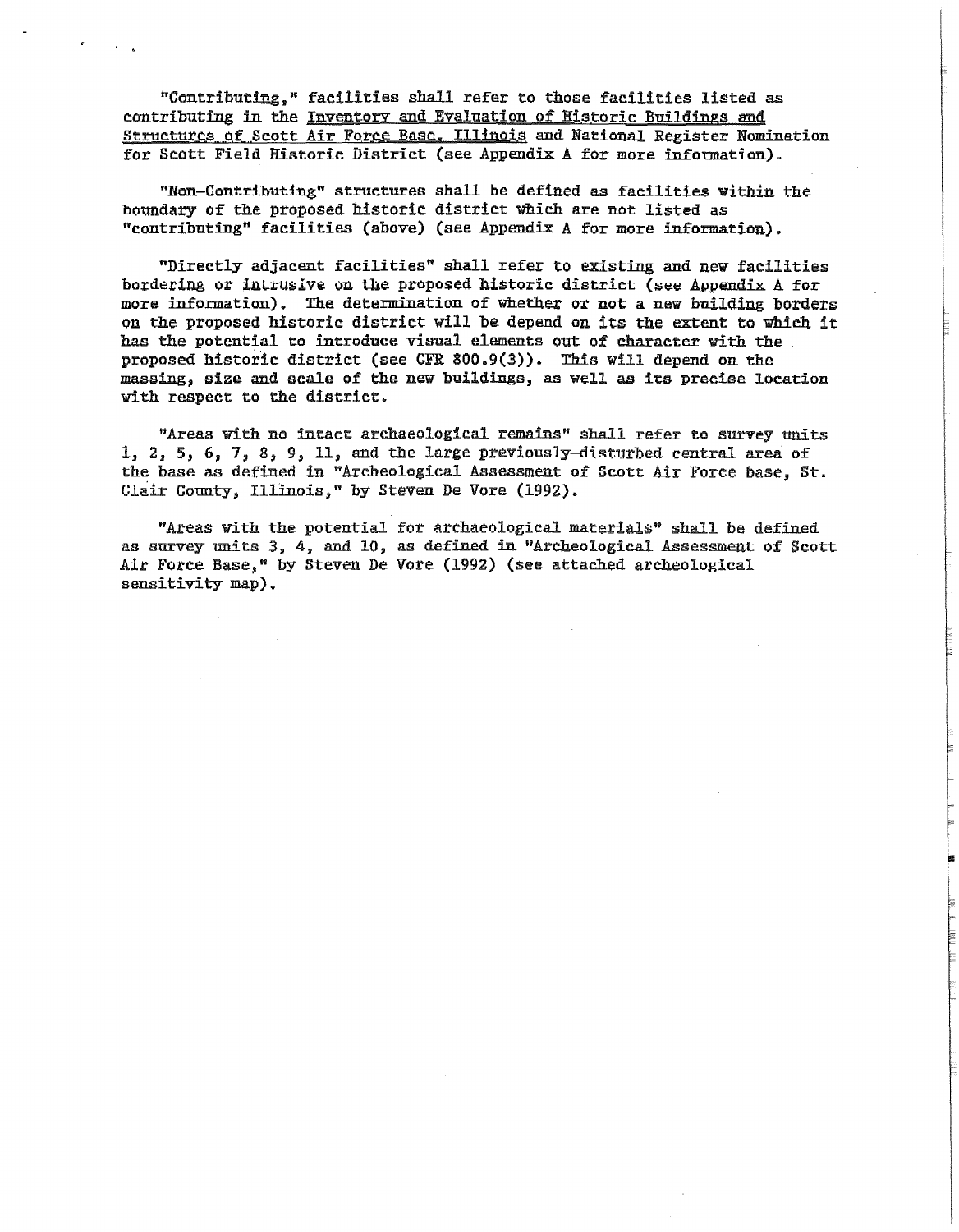"Contributing," facilities shall refer to those facilities listed as contributing in the Inventory and Evaluation of Historic Buildings and Structures of Scott Air Force Base, Illinois and National Register Nomination for Scott Field Historic District (see Appendix A for more information).

"Non-Contributing" structures shall be defined as facilities within the boundary of the proposed historic district which are not listed as "contributing" facilities (above) (see Appendix A for more information).

"Directly adjacent facilities" shall refer to existing and new facilities bordering or intrusive on the proposed historic district (see Appendix A for more information). The determination of whether or not a new building borders on the proposed historic district will be depend on its the extent to which it has the potential to introduce visual elements out of character with the proposed historic district (see CFR 800.9(3)). This will depend on the massing, size and scale of the new buildings, as well as its precise location with respect to the district.

"Areas with no intact archaeological remains" shall refer to survey units 1, 2, 5, 6, 7, 8, 9, 11, and the large previously-disturbed central area of the base as defined in "Archeological Assessment of Scott Air Force base, St. Clair County, Illinois," by Steven De Vore (1992).

"Areas with the potential for archaeological materials" shall be defined as survey units 3, 4, and 10, as defined in "Archeological Assessment of Scott Air Force Base," by Steven De Vore (1992) (see attached archeological sensitivity map).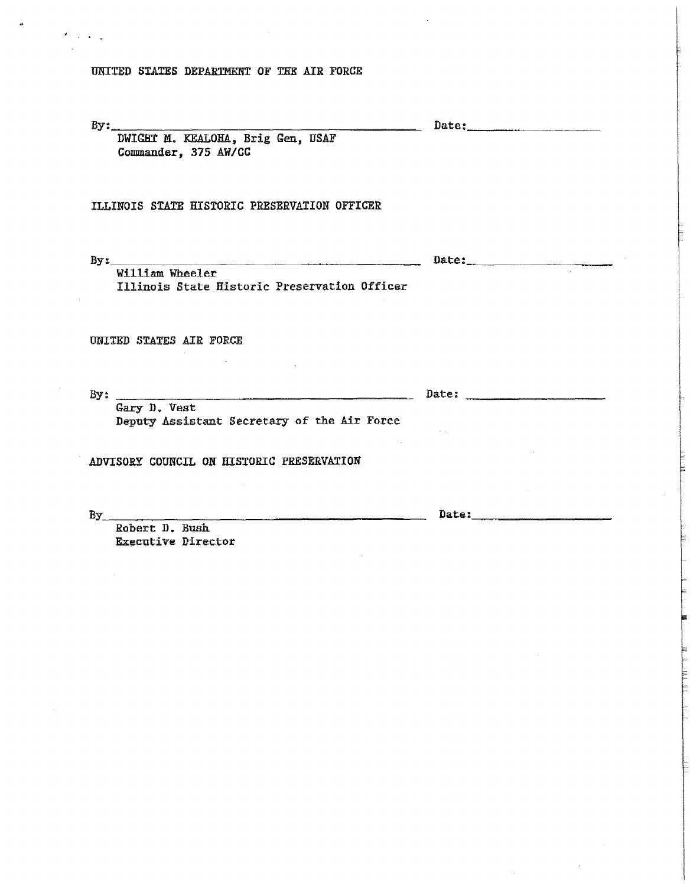UNITED STATES DEPARTMENT OF THE AIR FORCE

By:______________________________________________ Date:________________

DWIGHT M. KEALOHA, Brig Gen, USAF
Commander, 375 AW/CC

ILLINOIS STATE HISTORIC PRESERVATION OFFICER

By:______________________________________________ Date:________________

William Wheeler
Illinois State Historic Preservation Officer

UNITED STATES AIR FORCE

By: _____________________________________________ Date: _______________

Gary D. Vest
Deputy Assistant Secretary of the Air Force

ADVISORY COUNCIL ON HISTORIC PRESERVATION

By_______________________________________________ Date:________________

Robert D. Bush
Executive Director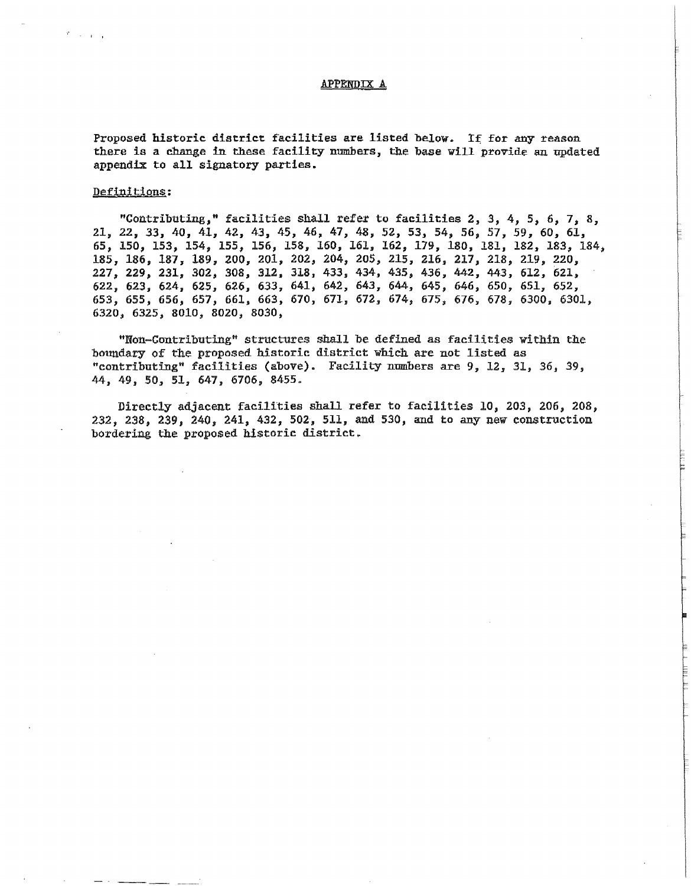## APPENDIX A

Proposed historic district facilities are listed below. If for any reason there is a change in these facility numbers, the base will provide an updated appendix to all signatory parties.

Definitions:

"Contributing," facilities shall refer to facilities 2, 3, 4, 5, 6, 7, 8, 21, 22, 33, 40, 41, 42, 43, 45, 46, 47, 48, 52, 53, 54, 56, 57, 59, 60, 61, 65, 150, 153, 154, 155, 156, 158, 160, 161, 162, 179, 180, 181, 182, 183, 184, 185, 186, 187, 189, 200, 201, 202, 204, 205, 215, 216, 217, 218, 219, 220, 227, 229, 231, 302, 308, 312, 318, 433, 434, 435, 436, 442, 443, 612, 621, 622, 623, 624, 625, 626, 633, 641, 642, 643, 644, 645, 646, 650, 651, 652, 653, 655, 656, 657, 661, 663, 670, 671, 672, 674, 675, 676, 678, 6300, 6301, 6320, 6325, 8010, 8020, 8030,

"Non-Contributing" structures shall be defined as facilities within the boundary of the proposed historic district which are not listed as "contributing" facilities (above). Facility numbers are 9, 12, 31, 36, 39, 44, 49, 50, 51, 647, 6706, 8455.

Directly adjacent facilities shall refer to facilities 10, 203, 206, 208, 232, 238, 239, 240, 241, 432, 502, 511, and 530, and to any new construction bordering the proposed historic district.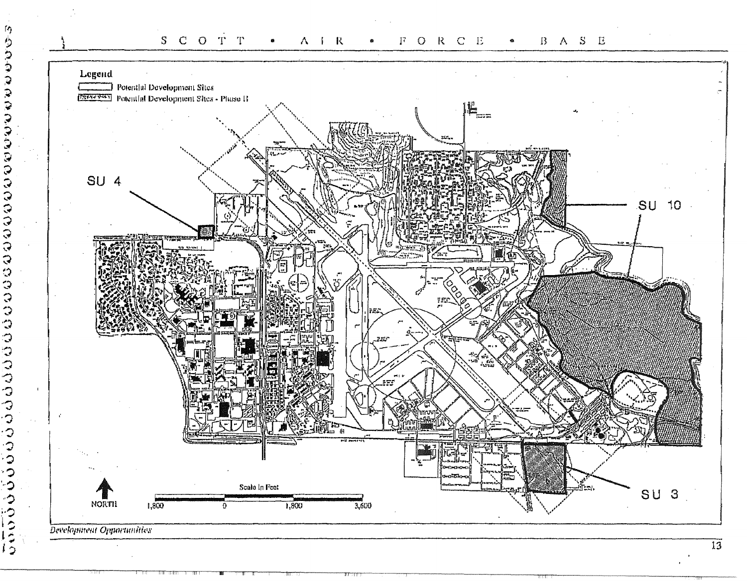Legend

Potential Development Sites

Potential Development Sites - Phase II

SU 4

SU 10

SU 3

NORTH

Scale In Feet

1,800 0 1,800 3,600

*Development Opportunities*